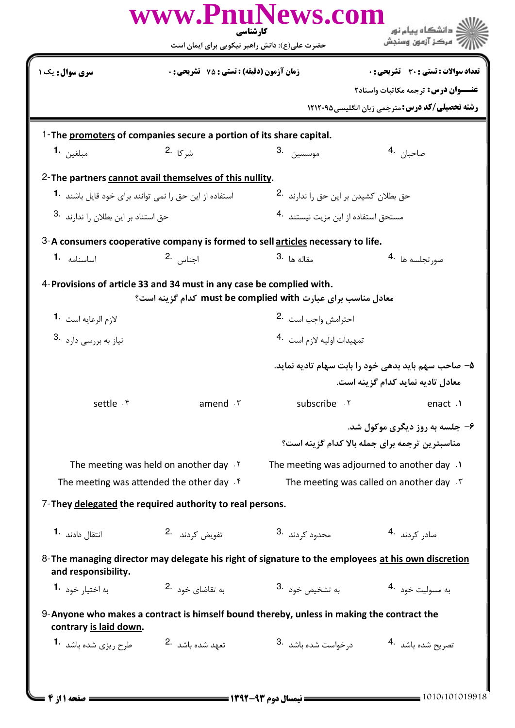**کارشناسی**

حضرت علی(ع): دانش راهبر نیکویی برای ایمان است

دانشگاه پیام نور
مرکز آزمون وسنجش

**سری سوال:** یک ۱ | **زمان آزمون (دقیقه) : تستی : ۷۵ تشریحی : ۰** | **تعداد سوالات : تستی : ۳۰ تشریحی : ۰**

**عنـــوان درس:** ترجمه مکاتبات واسناد۲

**رشته تحصیلی/کد درس:** مترجمی زبان انگلیسی ۱۲۱۲۰۹۵

1- **The promoters of companies secure a portion of its share capital.**

1. مبلغین
2. شرکا
3. موسسین
4. صاحبان

2- **The partners cannot avail themselves of this nullity.**

1. استفاده از این حق را نمی توانند برای خود قایل باشند
2. حق بطلان کشیدن بر این حق را ندارند
3. حق استناد بر این بطلان را ندارند
4. مستحق استفاده از این مزیت نیستند

3- **A consumers cooperative company is formed to sell articles necessary to life.**

1. اساسنامه
2. اجناس
3. مقاله ها
4. صورتجلسه ها

4- **Provisions of article 33 and 34 must in any case be complied with.**

معادل مناسب برای عبارت must be complied with کدام گزینه است؟

1. لازم الرعایه است
2. احترامش واجب است
3. نیاز به بررسی دارد
4. تمهیدات اولیه لازم است

۵- صاحب سهم باید بدهی خود را بابت سهام تادیه نماید.

معادل تادیه نماید کدام گزینه است.

1. enact
2. subscribe
3. amend
4. settle

۶- جلسه به روز دیگری موکول شد.

مناسبترین ترجمه برای جمله بالا کدام گزینه است؟

1. The meeting was adjourned to another day
2. The meeting was held on another day
3. The meeting was called on another day
4. The meeting was attended the other day

7- **They delegated the required authority to real persons.**

1. انتقال دادند
2. تفویض کردند
3. محدود کردند
4. صادر کردند

8- **The managing director may delegate his right of signature to the employees at his own discretion and responsibility.**

1. به اختیار خود
2. به تقاضای خود
3. به تشخیص خود
4. به مسولیت خود

9- **Anyone who makes a contract is himself bound thereby, unless in making the contract the contrary is laid down.**

1. طرح ریزی شده باشد
2. تعهد شده باشد
3. درخواست شده باشد
4. تصریح شده باشد

نیمسال دوم ۹۳-۱۳۹۲

1010/101019918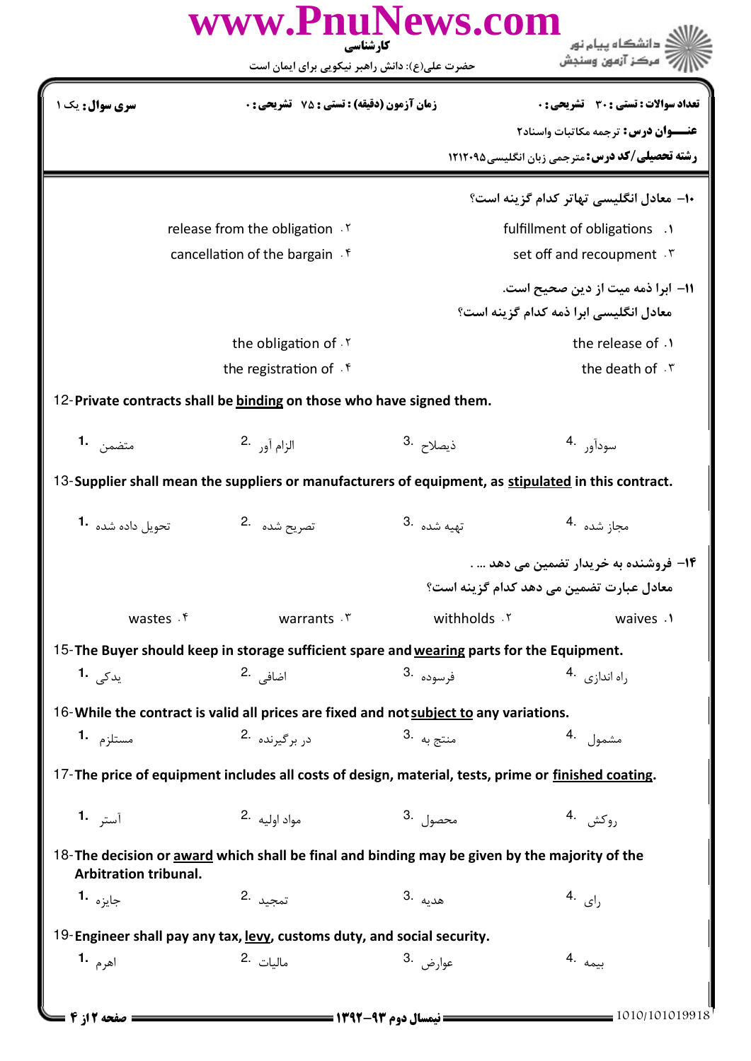**تعداد سوالات : تستی : ۳۰   تشریحی : ۰**

**زمان آزمون (دقیقه) : تستی : ۷۵   تشریحی : ۰**

**سری سوال : یک ۱**

**عنـــوان درس :** ترجمه مکاتبات واسناد۲

**رشته تحصیلی/کد درس :** مترجمی زبان انگلیسی ۱۲۱۲۰۹۵

۱۰- معادل انگلیسی تهاتر کدام گزینه است؟

۱. fulfillment of obligations
۲. release from the obligation
۳. set off and recoupment
۴. cancellation of the bargain

۱۱- ابرا ذمه میت از دین صحیح است.
معادل انگلیسی ابرا ذمه کدام گزینه است؟

۱. the release of
۲. the obligation of
۳. the death of
۴. the registration of

12- **Private contracts shall be binding on those who have signed them.**

1. متضمن
2. الزام آور
3. ذیصلاح
4. سودآور

13- **Supplier shall mean the suppliers or manufacturers of equipment, as stipulated in this contract.**

1. تحویل داده شده
2. تصریح شده
3. تهیه شده
4. مجاز شده

۱۴- فروشنده به خریدار تضمین می دهد ... .
معادل عبارت تضمین می دهد کدام گزینه است؟

۱. waives
۲. withholds
۳. warrants
۴. wastes

15- **The Buyer should keep in storage sufficient spare and wearing parts for the Equipment.**

1. یدکی
2. اضافی
3. فرسوده
4. راه اندازی

16- **While the contract is valid all prices are fixed and not subject to any variations.**

1. مستلزم
2. در برگیرنده
3. منتج به
4. مشمول

17- **The price of equipment includes all costs of design, material, tests, prime or finished coating.**

1. آستر
2. مواد اولیه
3. محصول
4. روکش

18- **The decision or award which shall be final and binding may be given by the majority of the Arbitration tribunal.**

1. جایزه
2. تمجید
3. هدیه
4. رای

19- **Engineer shall pay any tax, levy, customs duty, and social security.**

1. اهرم
2. مالیات
3. عوارض
4. بیمه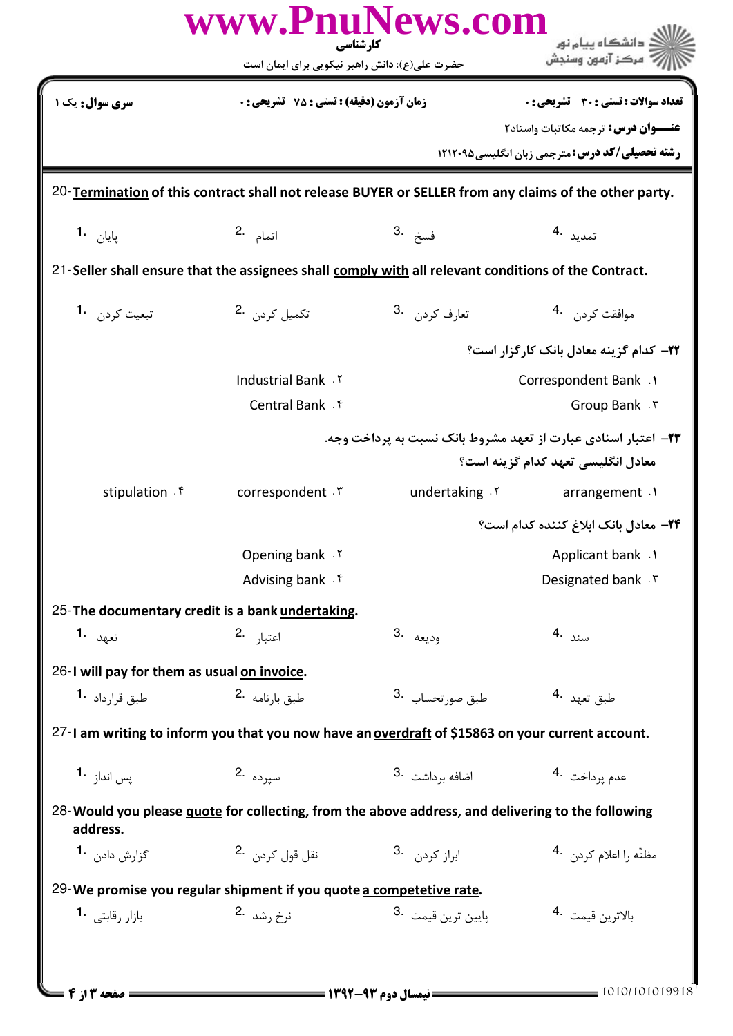20-**Termination** of this contract shall not release BUYER or SELLER from any claims of the other party.

1. پایان
2. اتمام
3. فسخ
4. تمدید

21-Seller shall ensure that the assignees shall **comply with** all relevant conditions of the Contract.

1. تبعیت کردن
2. تکمیل کردن
3. تعارف کردن
4. موافقت کردن

**۲۲- کدام گزینه معادل بانک کارگزار است؟**

1. Correspondent Bank
2. Industrial Bank
3. Group Bank
4. Central Bank

**۲۳- اعتبار اسنادی عبارت از تعهد مشروط بانک نسبت به پرداخت وجه.**
**معادل انگلیسی تعهد کدام گزینه است؟**

1. arrangement
2. undertaking
3. correspondent
4. stipulation

**۲۴- معادل بانک ابلاغ کننده کدام است؟**

1. Applicant bank
2. Opening bank
3. Designated bank
4. Advising bank

25-The documentary credit is a bank **undertaking**.

1. تعهد
2. اعتبار
3. ودیعه
4. سند

26-I will pay for them as usual **on invoice**.

1. طبق قرارداد
2. طبق بارنامه
3. طبق صورتحساب
4. طبق تعهد

27-I am writing to inform you that you now have an **overdraft** of $15863 on your current account.

1. پس انداز
2. سپرده
3. اضافه برداشت
4. عدم پرداخت

28-Would you please **quote** for collecting, from the above address, and delivering to the following address.

1. گزارش دادن
2. نقل قول کردن
3. ابراز کردن
4. مظنّه را اعلام کردن

29-We promise you regular shipment if you quote **a competetive rate**.

1. بازار رقابتی
2. نرخ رشد
3. پایین ترین قیمت
4. بالاترین قیمت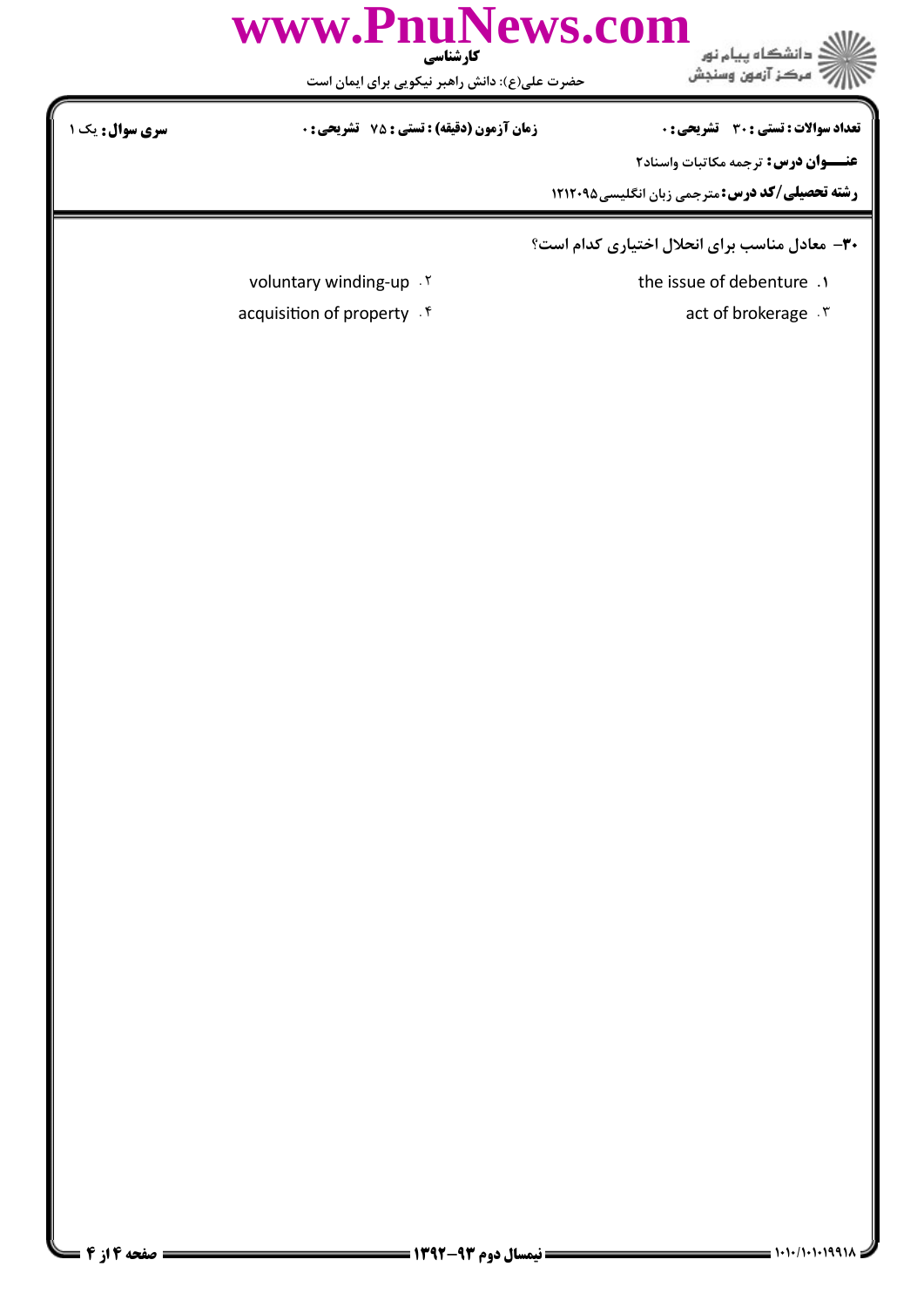**تعداد سوالات : تستی : ۳۰ تشریحی : ۰**

**زمان آزمون (دقیقه) : تستی : ۷۵ تشریحی : ۰**

**سری سوال :** یک ۱

**عنـــوان درس :** ترجمه مکاتبات واسناد۲

**رشته تحصیلی/کد درس :** مترجمی زبان انگلیسی۱۲۱۲۰۹۵

**۳۰- معادل مناسب برای انحلال اختیاری کدام است؟**

۱. the issue of debenture

۲. voluntary winding-up

۳. act of brokerage

۴. acquisition of property